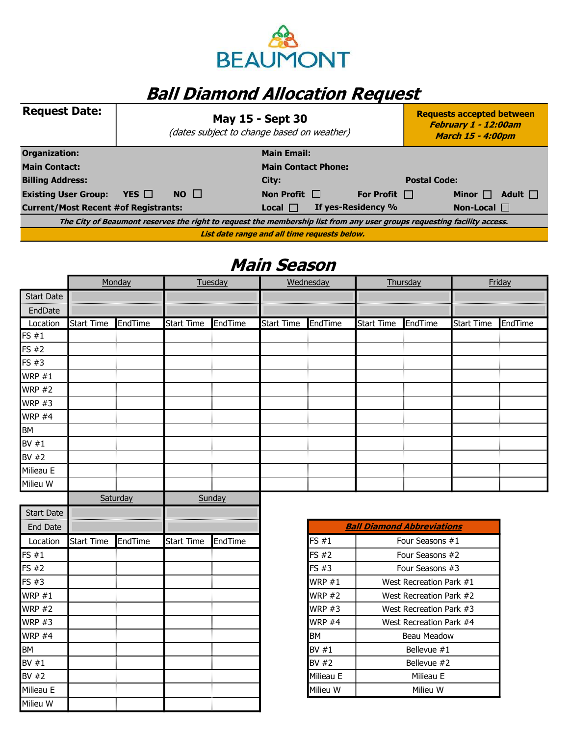BEAUMONT

# Ball Diamond Allocation Request

| **Request Date:** | **May 15 - Sept 30** *(dates subject to change based on weather)* | **Requests accepted between** ***February 1 - 12:00am*** ***March 15 - 4:00pm*** |
|---|---|---|

**Organization:**
**Main Email:**
**Main Contact:**
**Main Contact Phone:**
**Billing Address:**
**City:**
**Postal Code:**
**Existing User Group:** **YES** ☐ **NO** ☐
**Non Profit** ☐ **For Profit** ☐ **Minor** ☐ **Adult** ☐
**Current/Most Recent #of Registrants:**
**Local** ☐ **If yes-Residency %** **Non-Local** ☐

***The City of Beaumont reserves the right to request the membership list from any user groups requesting facility access.***

***List date range and all time requests below.***

## Main Season

| | Monday | | Tuesday | | Wednesday | | Thursday | | Friday | |
|---|---|---|---|---|---|---|---|---|---|---|
| Start Date | | | | | | | | | | |
| EndDate | | | | | | | | | | |
| Location | Start Time | EndTime | Start Time | EndTime | Start Time | EndTime | Start Time | EndTime | Start Time | EndTime |
| FS #1 | | | | | | | | | | |
| FS #2 | | | | | | | | | | |
| FS #3 | | | | | | | | | | |
| WRP #1 | | | | | | | | | | |
| WRP #2 | | | | | | | | | | |
| WRP #3 | | | | | | | | | | |
| WRP #4 | | | | | | | | | | |
| BM | | | | | | | | | | |
| BV #1 | | | | | | | | | | |
| BV #2 | | | | | | | | | | |
| Milieau E | | | | | | | | | | |
| Milieu W | | | | | | | | | | |

| | Saturday | | Sunday | |
|---|---|---|---|---|
| Start Date | | | | |
| End Date | | | | |
| Location | Start Time | EndTime | Start Time | EndTime |
| FS #1 | | | | |
| FS #2 | | | | |
| FS #3 | | | | |
| WRP #1 | | | | |
| WRP #2 | | | | |
| WRP #3 | | | | |
| WRP #4 | | | | |
| BM | | | | |
| BV #1 | | | | |
| BV #2 | | | | |
| Milieau E | | | | |
| Milieu W | | | | |

| ***Ball Diamond Abbreviations*** | |
|---|---|
| FS #1 | Four Seasons #1 |
| FS #2 | Four Seasons #2 |
| FS #3 | Four Seasons #3 |
| WRP #1 | West Recreation Park #1 |
| WRP #2 | West Recreation Park #2 |
| WRP #3 | West Recreation Park #3 |
| WRP #4 | West Recreation Park #4 |
| BM | Beau Meadow |
| BV #1 | Bellevue #1 |
| BV #2 | Bellevue #2 |
| Milieau E | Milieau E |
| Milieu W | Milieu W |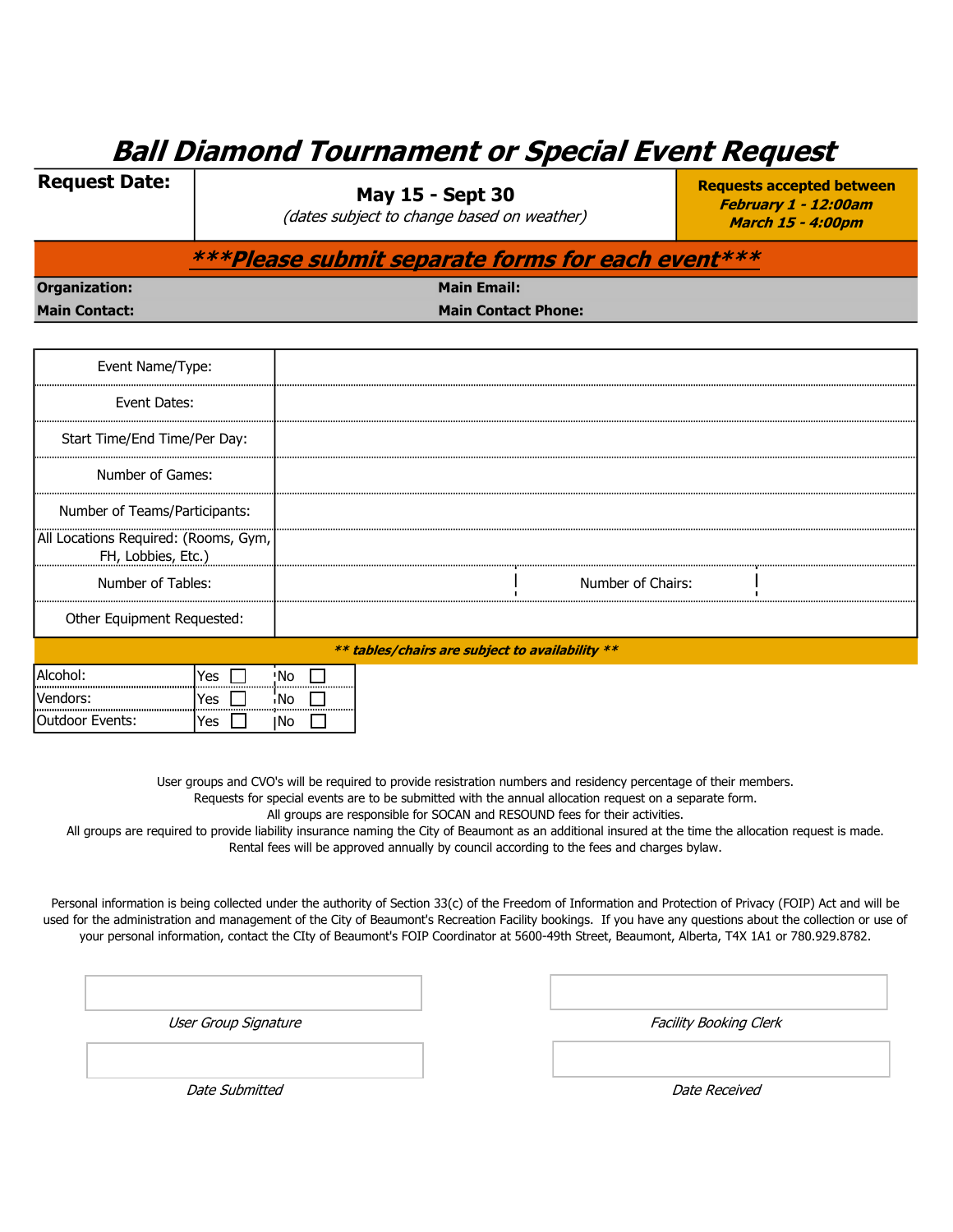# Ball Diamond Tournament or Special Event Request

| | | |
|---|---|---|
| **Request Date:** | **May 15 - Sept 30** *(dates subject to change based on weather)* | **Requests accepted between** ***February 1 - 12:00am*** ***March 15 - 4:00pm*** |

***Please submit separate forms for each event***

| | |
|---|---|
| **Organization:** | **Main Email:** |
| **Main Contact:** | **Main Contact Phone:** |

| | | | |
|---|---|---|---|
| Event Name/Type: | | | |
| Event Dates: | | | |
| Start Time/End Time/Per Day: | | | |
| Number of Games: | | | |
| Number of Teams/Participants: | | | |
| All Locations Required: (Rooms, Gym, FH, Lobbies, Etc.) | | | |
| Number of Tables: | | Number of Chairs: | |
| Other Equipment Requested: | | | |

***\*\* tables/chairs are subject to availability \*\****

| | | |
|---|---|---|
| Alcohol: | Yes ☐ | No ☐ |
| Vendors: | Yes ☐ | No ☐ |
| Outdoor Events: | Yes ☐ | No ☐ |

User groups and CVO's will be required to provide resistration numbers and residency percentage of their members.
Requests for special events are to be submitted with the annual allocation request on a separate form.
All groups are responsible for SOCAN and RESOUND fees for their activities.
All groups are required to provide liability insurance naming the City of Beaumont as an additional insured at the time the allocation request is made.
Rental fees will be approved annually by council according to the fees and charges bylaw.

Personal information is being collected under the authority of Section 33(c) of the Freedom of Information and Protection of Privacy (FOIP) Act and will be used for the administration and management of the City of Beaumont's Recreation Facility bookings. If you have any questions about the collection or use of your personal information, contact the CIty of Beaumont's FOIP Coordinator at 5600-49th Street, Beaumont, Alberta, T4X 1A1 or 780.929.8782.

*User Group Signature*

*Facility Booking Clerk*

*Date Submitted*

*Date Received*